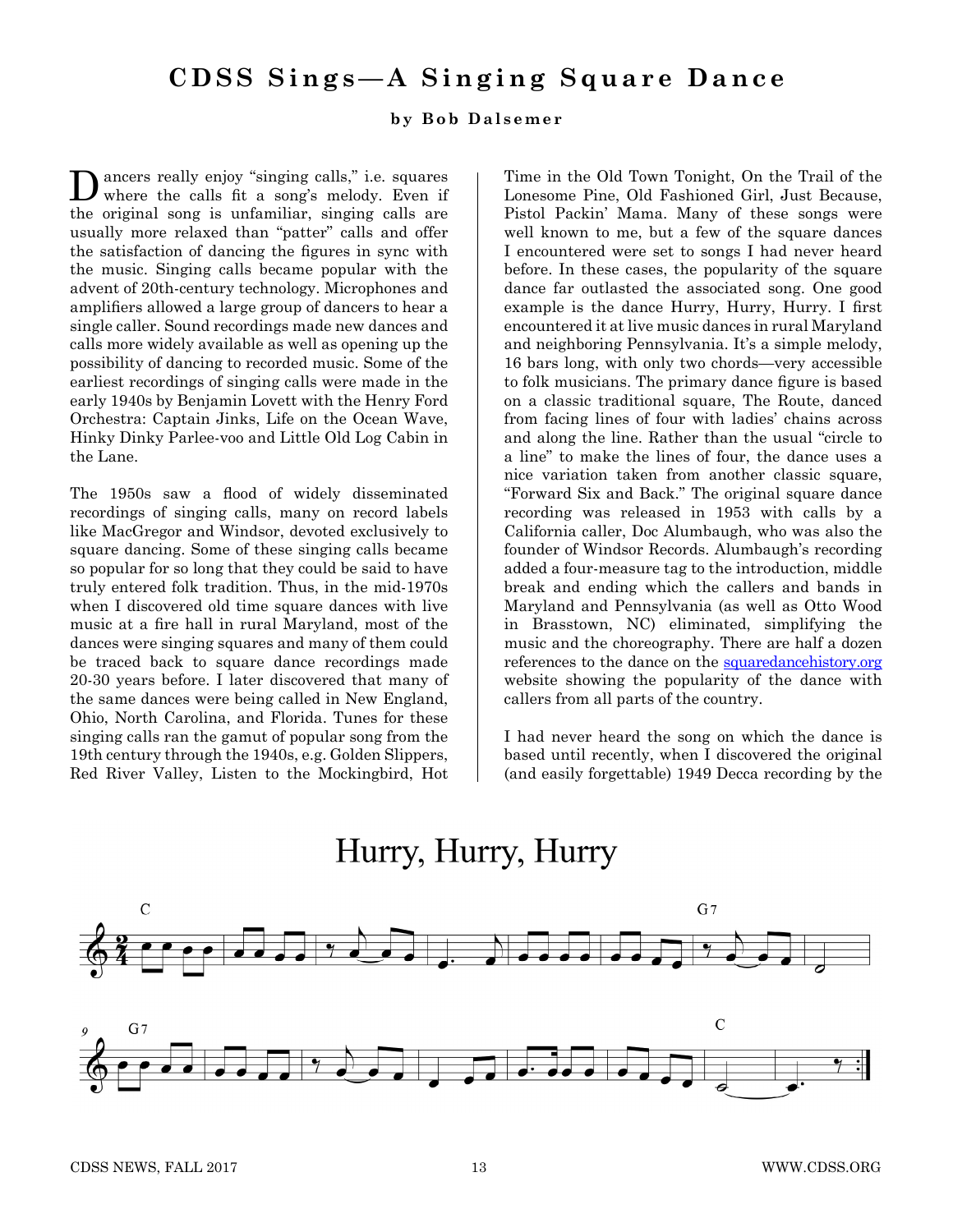# CDSS Sings—A Singing Square Dance

**by Bob Dalsemer**

Dancers really enjoy "singing calls," i.e. squares where the calls fit a song's melody. Even if the original song is unfamiliar, singing calls are usually more relaxed than "patter" calls and offer the satisfaction of dancing the figures in sync with the music. Singing calls became popular with the advent of 20th-century technology. Microphones and amplifiers allowed a large group of dancers to hear a single caller. Sound recordings made new dances and calls more widely available as well as opening up the possibility of dancing to recorded music. Some of the earliest recordings of singing calls were made in the early 1940s by Benjamin Lovett with the Henry Ford Orchestra: Captain Jinks, Life on the Ocean Wave, Hinky Dinky Parlee-voo and Little Old Log Cabin in the Lane.

The 1950s saw a flood of widely disseminated recordings of singing calls, many on record labels like MacGregor and Windsor, devoted exclusively to square dancing. Some of these singing calls became so popular for so long that they could be said to have truly entered folk tradition. Thus, in the mid-1970s when I discovered old time square dances with live music at a fire hall in rural Maryland, most of the dances were singing squares and many of them could be traced back to square dance recordings made 20-30 years before. I later discovered that many of the same dances were being called in New England, Ohio, North Carolina, and Florida. Tunes for these singing calls ran the gamut of popular song from the 19th century through the 1940s, e.g. Golden Slippers, Red River Valley, Listen to the Mockingbird, Hot Time in the Old Town Tonight, On the Trail of the Lonesome Pine, Old Fashioned Girl, Just Because, Pistol Packin' Mama. Many of these songs were well known to me, but a few of the square dances I encountered were set to songs I had never heard before. In these cases, the popularity of the square dance far outlasted the associated song. One good example is the dance Hurry, Hurry, Hurry. I first encountered it at live music dances in rural Maryland and neighboring Pennsylvania. It's a simple melody, 16 bars long, with only two chords—very accessible to folk musicians. The primary dance figure is based on a classic traditional square, The Route, danced from facing lines of four with ladies' chains across and along the line. Rather than the usual "circle to a line" to make the lines of four, the dance uses a nice variation taken from another classic square, "Forward Six and Back." The original square dance recording was released in 1953 with calls by a California caller, Doc Alumbaugh, who was also the founder of Windsor Records. Alumbaugh's recording added a four-measure tag to the introduction, middle break and ending which the callers and bands in Maryland and Pennsylvania (as well as Otto Wood in Brasstown, NC) eliminated, simplifying the music and the choreography. There are half a dozen references to the dance on the squaredancehistory.org website showing the popularity of the dance with callers from all parts of the country.

I had never heard the song on which the dance is based until recently, when I discovered the original (and easily forgettable) 1949 Decca recording by the

## Hurry, Hurry, Hurry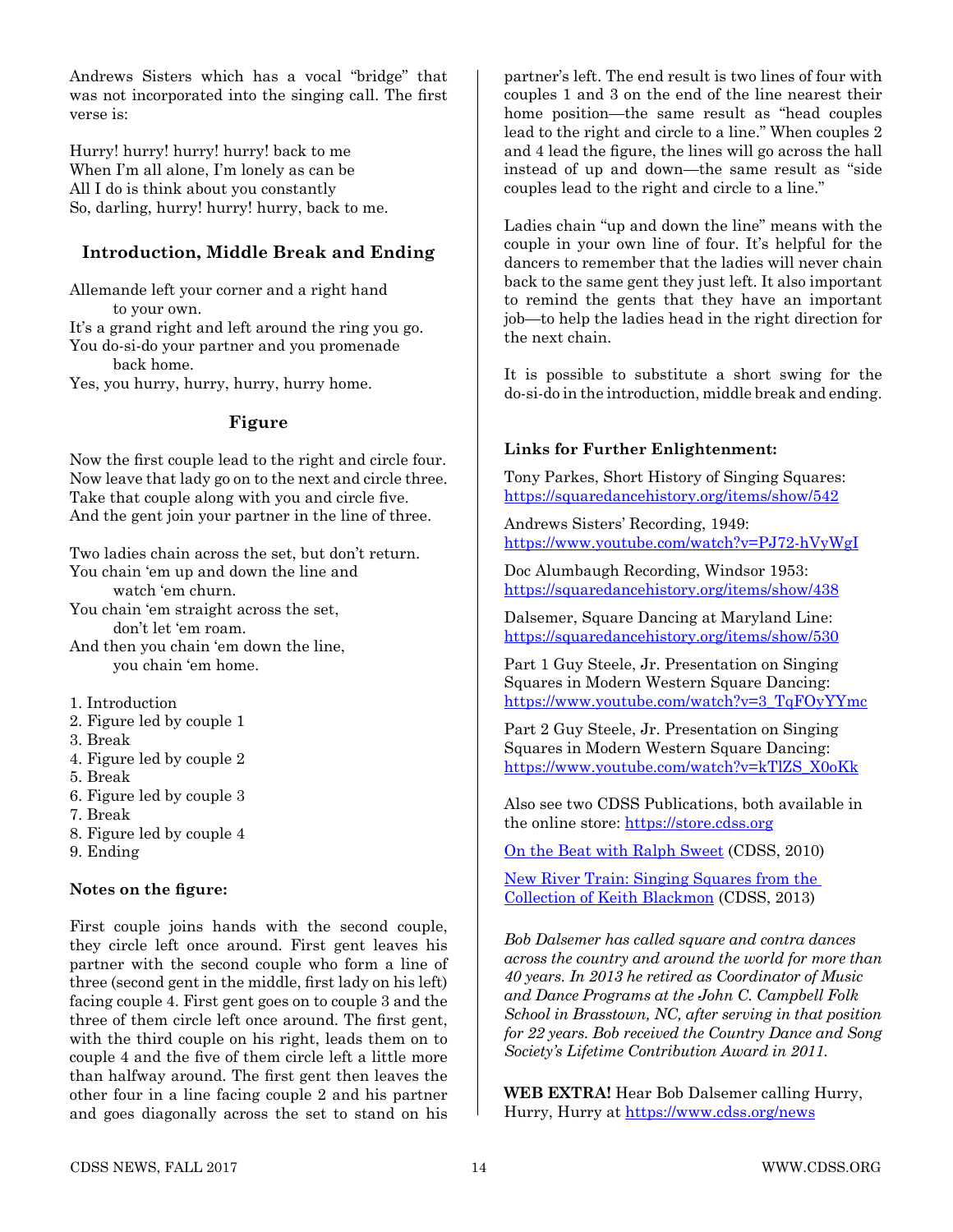Andrews Sisters which has a vocal "bridge" that was not incorporated into the singing call. The first verse is:

Hurry! hurry! hurry! hurry! back to me
When I'm all alone, I'm lonely as can be
All I do is think about you constantly
So, darling, hurry! hurry! hurry, back to me.

### Introduction, Middle Break and Ending

Allemande left your corner and a right hand
    to your own.
It's a grand right and left around the ring you go.
You do-si-do your partner and you promenade
    back home.
Yes, you hurry, hurry, hurry, hurry home.

### Figure

Now the first couple lead to the right and circle four.
Now leave that lady go on to the next and circle three.
Take that couple along with you and circle five.
And the gent join your partner in the line of three.

Two ladies chain across the set, but don't return.
You chain 'em up and down the line and
    watch 'em churn.
You chain 'em straight across the set,
    don't let 'em roam.
And then you chain 'em down the line,
    you chain 'em home.

1. Introduction
2. Figure led by couple 1
3. Break
4. Figure led by couple 2
5. Break
6. Figure led by couple 3
7. Break
8. Figure led by couple 4
9. Ending

**Notes on the figure:**

First couple joins hands with the second couple, they circle left once around. First gent leaves his partner with the second couple who form a line of three (second gent in the middle, first lady on his left) facing couple 4. First gent goes on to couple 3 and the three of them circle left once around. The first gent, with the third couple on his right, leads them on to couple 4 and the five of them circle left a little more than halfway around. The first gent then leaves the other four in a line facing couple 2 and his partner and goes diagonally across the set to stand on his partner's left. The end result is two lines of four with couples 1 and 3 on the end of the line nearest their home position—the same result as "head couples lead to the right and circle to a line." When couples 2 and 4 lead the figure, the lines will go across the hall instead of up and down—the same result as "side couples lead to the right and circle to a line."

Ladies chain "up and down the line" means with the couple in your own line of four. It's helpful for the dancers to remember that the ladies will never chain back to the same gent they just left. It also important to remind the gents that they have an important job—to help the ladies head in the right direction for the next chain.

It is possible to substitute a short swing for the do-si-do in the introduction, middle break and ending.

**Links for Further Enlightenment:**

Tony Parkes, Short History of Singing Squares:
https://squaredancehistory.org/items/show/542

Andrews Sisters' Recording, 1949:
https://www.youtube.com/watch?v=PJ72-hVyWgI

Doc Alumbaugh Recording, Windsor 1953:
https://squaredancehistory.org/items/show/438

Dalsemer, Square Dancing at Maryland Line:
https://squaredancehistory.org/items/show/530

Part 1 Guy Steele, Jr. Presentation on Singing Squares in Modern Western Square Dancing:
https://www.youtube.com/watch?v=3_TqFOyYYmc

Part 2 Guy Steele, Jr. Presentation on Singing Squares in Modern Western Square Dancing:
https://www.youtube.com/watch?v=kTlZS_X0oKk

Also see two CDSS Publications, both available in the online store: https://store.cdss.org

On the Beat with Ralph Sweet (CDSS, 2010)

New River Train: Singing Squares from the Collection of Keith Blackmon (CDSS, 2013)

*Bob Dalsemer has called square and contra dances across the country and around the world for more than 40 years. In 2013 he retired as Coordinator of Music and Dance Programs at the John C. Campbell Folk School in Brasstown, NC, after serving in that position for 22 years. Bob received the Country Dance and Song Society's Lifetime Contribution Award in 2011.*

**WEB EXTRA!** Hear Bob Dalsemer calling Hurry, Hurry, Hurry at https://www.cdss.org/news